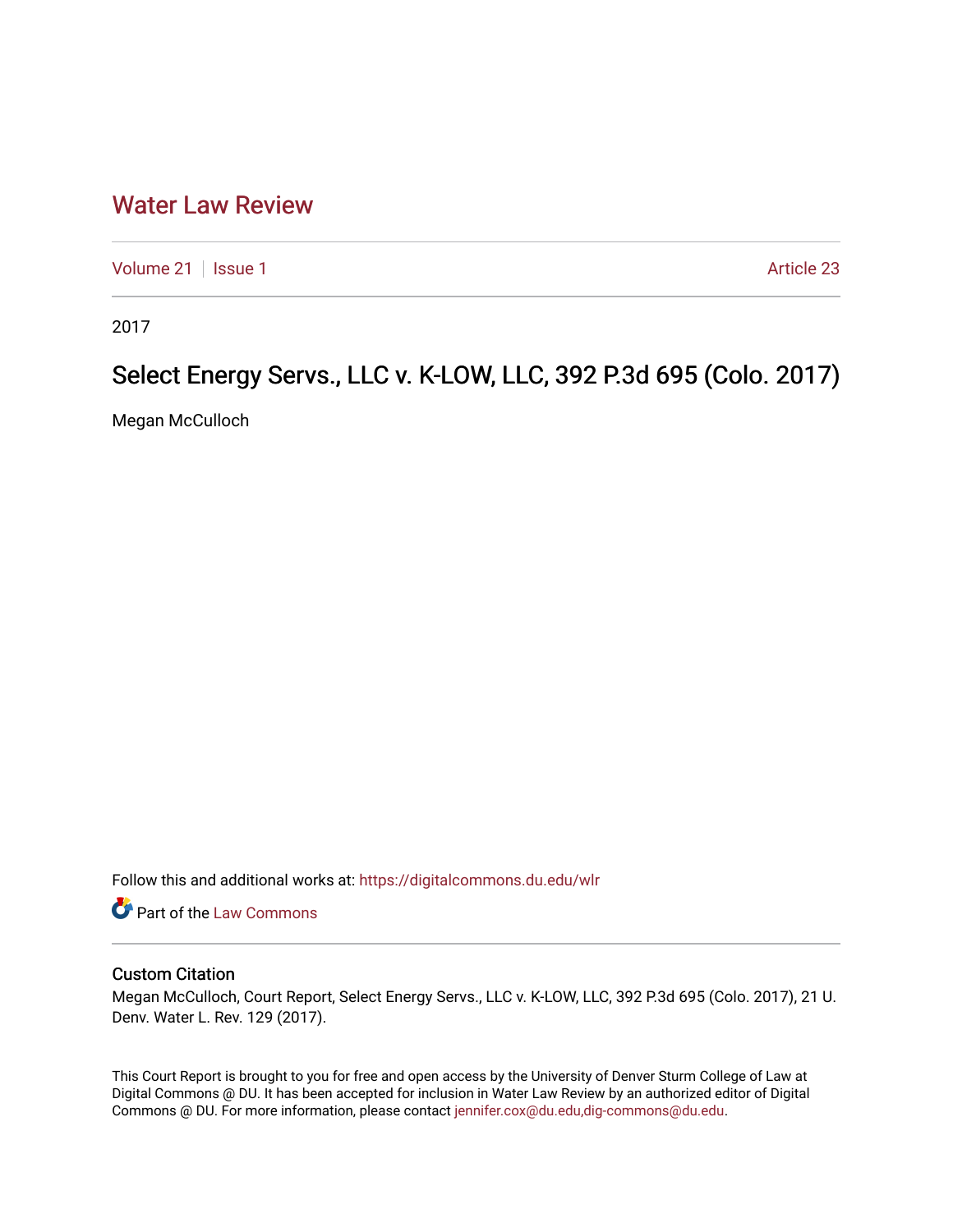# Water Law Review

Volume 21 | Issue 1 | Article 23

2017

## Select Energy Servs., LLC v. K-LOW, LLC, 392 P.3d 695 (Colo. 2017)

Megan McCulloch

Follow this and additional works at: https://digitalcommons.du.edu/wlr

Part of the Law Commons

### Custom Citation

Megan McCulloch, Court Report, Select Energy Servs., LLC v. K-LOW, LLC, 392 P.3d 695 (Colo. 2017), 21 U. Denv. Water L. Rev. 129 (2017).

This Court Report is brought to you for free and open access by the University of Denver Sturm College of Law at Digital Commons @ DU. It has been accepted for inclusion in Water Law Review by an authorized editor of Digital Commons @ DU. For more information, please contact jennifer.cox@du.edu,dig-commons@du.edu.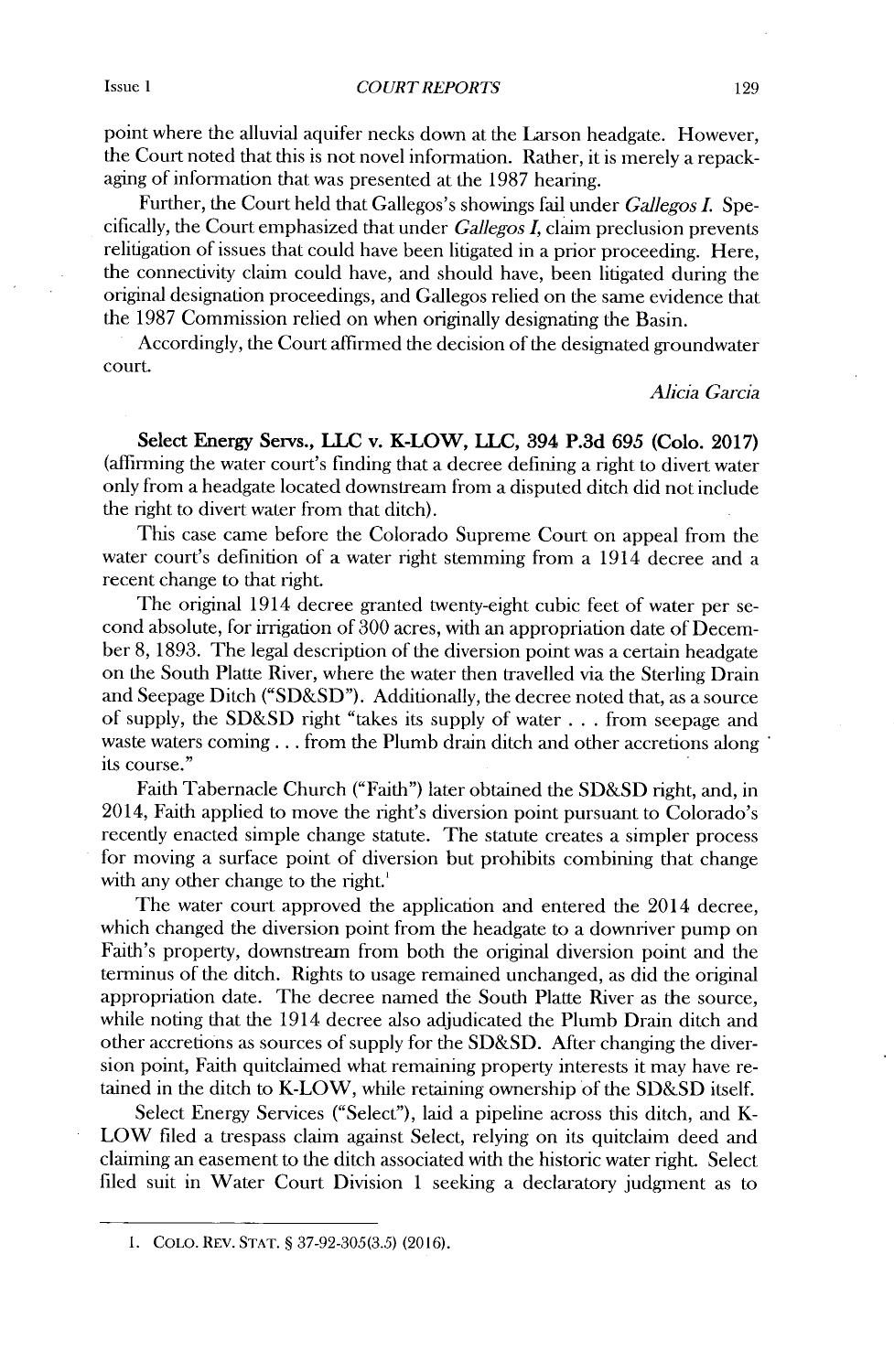point where the alluvial aquifer necks down at the Larson headgate. However, the Court noted that this is not novel information. Rather, it is merely a repackaging of information that was presented at the 1987 hearing.

Further, the Court held that Gallegos's showings fail under *Gallegos I*. Specifically, the Court emphasized that under *Gallegos I*, claim preclusion prevents relitigation of issues that could have been litigated in a prior proceeding. Here, the connectivity claim could have, and should have, been litigated during the original designation proceedings, and Gallegos relied on the same evidence that the 1987 Commission relied on when originally designating the Basin.

Accordingly, the Court affirmed the decision of the designated groundwater court.

*Alicia Garcia*

**Select Energy Servs., LLC v. K-LOW, LLC, 394 P.3d 695 (Colo. 2017)** (affirming the water court's finding that a decree defining a right to divert water only from a headgate located downstream from a disputed ditch did not include the right to divert water from that ditch).

This case came before the Colorado Supreme Court on appeal from the water court's definition of a water right stemming from a 1914 decree and a recent change to that right.

The original 1914 decree granted twenty-eight cubic feet of water per second absolute, for irrigation of 300 acres, with an appropriation date of December 8, 1893. The legal description of the diversion point was a certain headgate on the South Platte River, where the water then travelled via the Sterling Drain and Seepage Ditch ("SD&SD"). Additionally, the decree noted that, as a source of supply, the SD&SD right "takes its supply of water . . . from seepage and waste waters coming . . . from the Plumb drain ditch and other accretions along its course."

Faith Tabernacle Church ("Faith") later obtained the SD&SD right, and, in 2014, Faith applied to move the right's diversion point pursuant to Colorado's recently enacted simple change statute. The statute creates a simpler process for moving a surface point of diversion but prohibits combining that change with any other change to the right.[1]

The water court approved the application and entered the 2014 decree, which changed the diversion point from the headgate to a downriver pump on Faith's property, downstream from both the original diversion point and the terminus of the ditch. Rights to usage remained unchanged, as did the original appropriation date. The decree named the South Platte River as the source, while noting that the 1914 decree also adjudicated the Plumb Drain ditch and other accretions as sources of supply for the SD&SD. After changing the diversion point, Faith quitclaimed what remaining property interests it may have retained in the ditch to K-LOW, while retaining ownership of the SD&SD itself.

Select Energy Services ("Select"), laid a pipeline across this ditch, and K-LOW filed a trespass claim against Select, relying on its quitclaim deed and claiming an easement to the ditch associated with the historic water right. Select filed suit in Water Court Division 1 seeking a declaratory judgment as to

---

1. COLO. REV. STAT. § 37-92-305(3.5) (2016).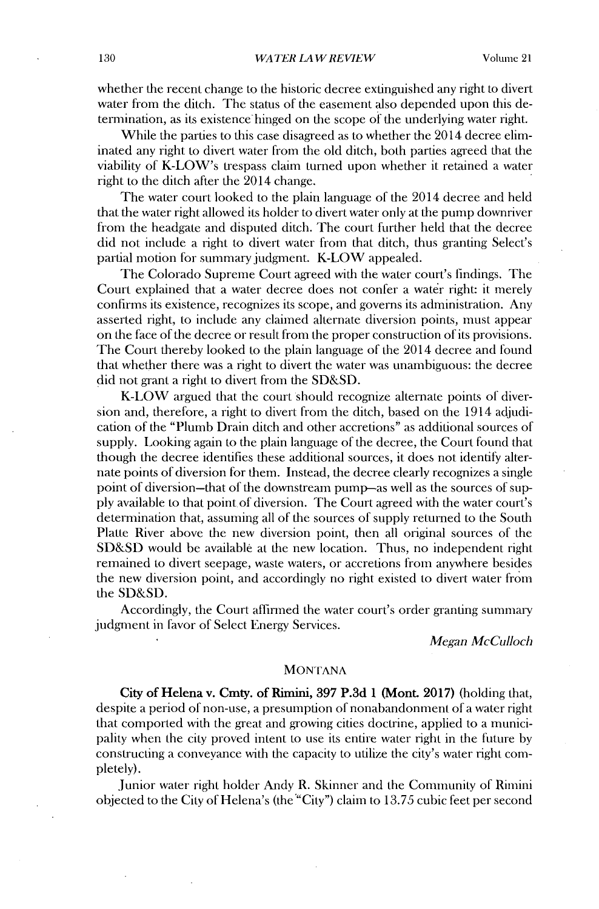whether the recent change to the historic decree extinguished any right to divert water from the ditch. The status of the easement also depended upon this determination, as its existence hinged on the scope of the underlying water right.

While the parties to this case disagreed as to whether the 2014 decree eliminated any right to divert water from the old ditch, both parties agreed that the viability of K-LOW's trespass claim turned upon whether it retained a water right to the ditch after the 2014 change.

The water court looked to the plain language of the 2014 decree and held that the water right allowed its holder to divert water only at the pump downriver from the headgate and disputed ditch. The court further held that the decree did not include a right to divert water from that ditch, thus granting Select's partial motion for summary judgment. K-LOW appealed.

The Colorado Supreme Court agreed with the water court's findings. The Court explained that a water decree does not confer a water right: it merely confirms its existence, recognizes its scope, and governs its administration. Any asserted right, to include any claimed alternate diversion points, must appear on the face of the decree or result from the proper construction of its provisions. The Court thereby looked to the plain language of the 2014 decree and found that whether there was a right to divert the water was unambiguous: the decree did not grant a right to divert from the SD&SD.

K-LOW argued that the court should recognize alternate points of diversion and, therefore, a right to divert from the ditch, based on the 1914 adjudication of the "Plumb Drain ditch and other accretions" as additional sources of supply. Looking again to the plain language of the decree, the Court found that though the decree identifies these additional sources, it does not identify alternate points of diversion for them. Instead, the decree clearly recognizes a single point of diversion—that of the downstream pump—as well as the sources of supply available to that point of diversion. The Court agreed with the water court's determination that, assuming all of the sources of supply returned to the South Platte River above the new diversion point, then all original sources of the SD&SD would be available at the new location. Thus, no independent right remained to divert seepage, waste waters, or accretions from anywhere besides the new diversion point, and accordingly no right existed to divert water from the SD&SD.

Accordingly, the Court affirmed the water court's order granting summary judgment in favor of Select Energy Services.

*Megan McCulloch*

## MONTANA

**City of Helena v. Cmty. of Rimini, 397 P.3d 1 (Mont. 2017)** (holding that, despite a period of non-use, a presumption of nonabandonment of a water right that comported with the great and growing cities doctrine, applied to a municipality when the city proved intent to use its entire water right in the future by constructing a conveyance with the capacity to utilize the city's water right completely).

Junior water right holder Andy R. Skinner and the Community of Rimini objected to the City of Helena's (the "City") claim to 13.75 cubic feet per second